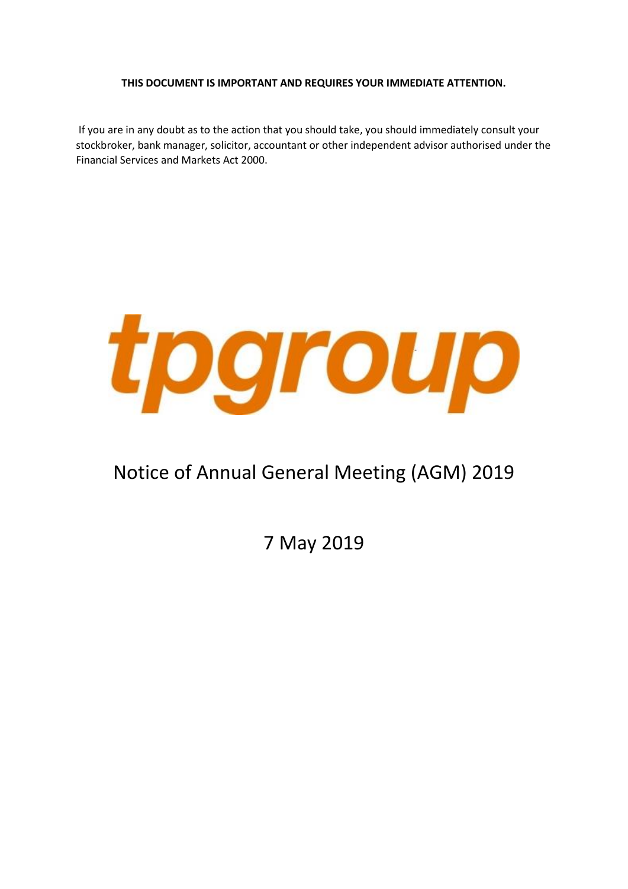**THIS DOCUMENT IS IMPORTANT AND REQUIRES YOUR IMMEDIATE ATTENTION.**

If you are in any doubt as to the action that you should take, you should immediately consult your stockbroker, bank manager, solicitor, accountant or other independent advisor authorised under the Financial Services and Markets Act 2000.

tpgroup

# Notice of Annual General Meeting (AGM) 2019

7 May 2019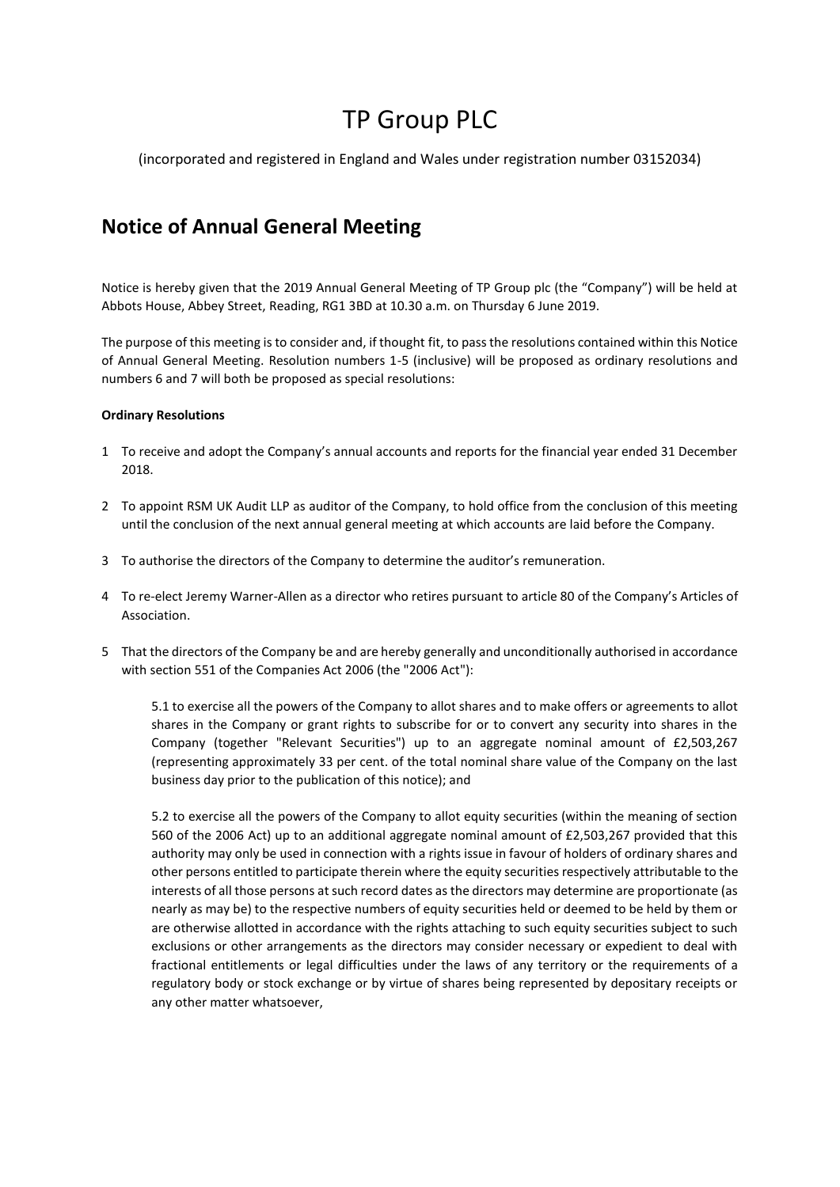# TP Group PLC

(incorporated and registered in England and Wales under registration number 03152034)

## Notice of Annual General Meeting

Notice is hereby given that the 2019 Annual General Meeting of TP Group plc (the "Company") will be held at Abbots House, Abbey Street, Reading, RG1 3BD at 10.30 a.m. on Thursday 6 June 2019.

The purpose of this meeting is to consider and, if thought fit, to pass the resolutions contained within this Notice of Annual General Meeting. Resolution numbers 1-5 (inclusive) will be proposed as ordinary resolutions and numbers 6 and 7 will both be proposed as special resolutions:

**Ordinary Resolutions**

1 To receive and adopt the Company's annual accounts and reports for the financial year ended 31 December 2018.

2 To appoint RSM UK Audit LLP as auditor of the Company, to hold office from the conclusion of this meeting until the conclusion of the next annual general meeting at which accounts are laid before the Company.

3 To authorise the directors of the Company to determine the auditor's remuneration.

4 To re-elect Jeremy Warner-Allen as a director who retires pursuant to article 80 of the Company's Articles of Association.

5 That the directors of the Company be and are hereby generally and unconditionally authorised in accordance with section 551 of the Companies Act 2006 (the "2006 Act"):

5.1 to exercise all the powers of the Company to allot shares and to make offers or agreements to allot shares in the Company or grant rights to subscribe for or to convert any security into shares in the Company (together "Relevant Securities") up to an aggregate nominal amount of £2,503,267 (representing approximately 33 per cent. of the total nominal share value of the Company on the last business day prior to the publication of this notice); and

5.2 to exercise all the powers of the Company to allot equity securities (within the meaning of section 560 of the 2006 Act) up to an additional aggregate nominal amount of £2,503,267 provided that this authority may only be used in connection with a rights issue in favour of holders of ordinary shares and other persons entitled to participate therein where the equity securities respectively attributable to the interests of all those persons at such record dates as the directors may determine are proportionate (as nearly as may be) to the respective numbers of equity securities held or deemed to be held by them or are otherwise allotted in accordance with the rights attaching to such equity securities subject to such exclusions or other arrangements as the directors may consider necessary or expedient to deal with fractional entitlements or legal difficulties under the laws of any territory or the requirements of a regulatory body or stock exchange or by virtue of shares being represented by depositary receipts or any other matter whatsoever,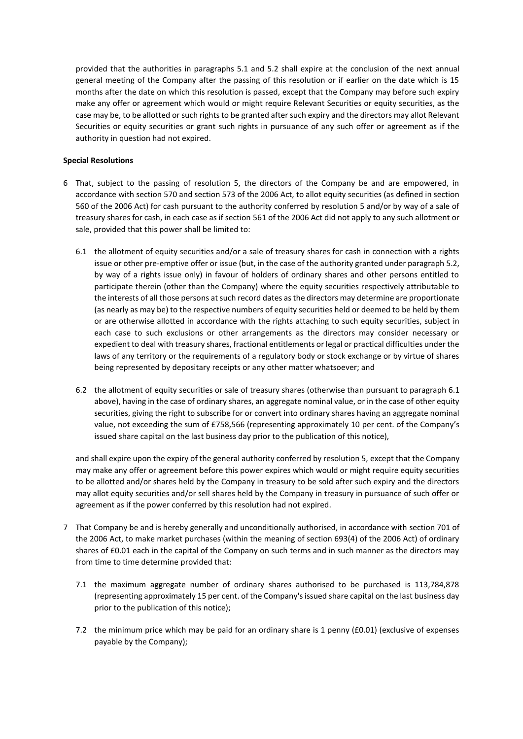provided that the authorities in paragraphs 5.1 and 5.2 shall expire at the conclusion of the next annual general meeting of the Company after the passing of this resolution or if earlier on the date which is 15 months after the date on which this resolution is passed, except that the Company may before such expiry make any offer or agreement which would or might require Relevant Securities or equity securities, as the case may be, to be allotted or such rights to be granted after such expiry and the directors may allot Relevant Securities or equity securities or grant such rights in pursuance of any such offer or agreement as if the authority in question had not expired.

**Special Resolutions**

6 That, subject to the passing of resolution 5, the directors of the Company be and are empowered, in accordance with section 570 and section 573 of the 2006 Act, to allot equity securities (as defined in section 560 of the 2006 Act) for cash pursuant to the authority conferred by resolution 5 and/or by way of a sale of treasury shares for cash, in each case as if section 561 of the 2006 Act did not apply to any such allotment or sale, provided that this power shall be limited to:

6.1 the allotment of equity securities and/or a sale of treasury shares for cash in connection with a rights issue or other pre-emptive offer or issue (but, in the case of the authority granted under paragraph 5.2, by way of a rights issue only) in favour of holders of ordinary shares and other persons entitled to participate therein (other than the Company) where the equity securities respectively attributable to the interests of all those persons at such record dates as the directors may determine are proportionate (as nearly as may be) to the respective numbers of equity securities held or deemed to be held by them or are otherwise allotted in accordance with the rights attaching to such equity securities, subject in each case to such exclusions or other arrangements as the directors may consider necessary or expedient to deal with treasury shares, fractional entitlements or legal or practical difficulties under the laws of any territory or the requirements of a regulatory body or stock exchange or by virtue of shares being represented by depositary receipts or any other matter whatsoever; and

6.2 the allotment of equity securities or sale of treasury shares (otherwise than pursuant to paragraph 6.1 above), having in the case of ordinary shares, an aggregate nominal value, or in the case of other equity securities, giving the right to subscribe for or convert into ordinary shares having an aggregate nominal value, not exceeding the sum of £758,566 (representing approximately 10 per cent. of the Company's issued share capital on the last business day prior to the publication of this notice),

and shall expire upon the expiry of the general authority conferred by resolution 5, except that the Company may make any offer or agreement before this power expires which would or might require equity securities to be allotted and/or shares held by the Company in treasury to be sold after such expiry and the directors may allot equity securities and/or sell shares held by the Company in treasury in pursuance of such offer or agreement as if the power conferred by this resolution had not expired.

7 That Company be and is hereby generally and unconditionally authorised, in accordance with section 701 of the 2006 Act, to make market purchases (within the meaning of section 693(4) of the 2006 Act) of ordinary shares of £0.01 each in the capital of the Company on such terms and in such manner as the directors may from time to time determine provided that:

7.1 the maximum aggregate number of ordinary shares authorised to be purchased is 113,784,878 (representing approximately 15 per cent. of the Company's issued share capital on the last business day prior to the publication of this notice);

7.2 the minimum price which may be paid for an ordinary share is 1 penny (£0.01) (exclusive of expenses payable by the Company);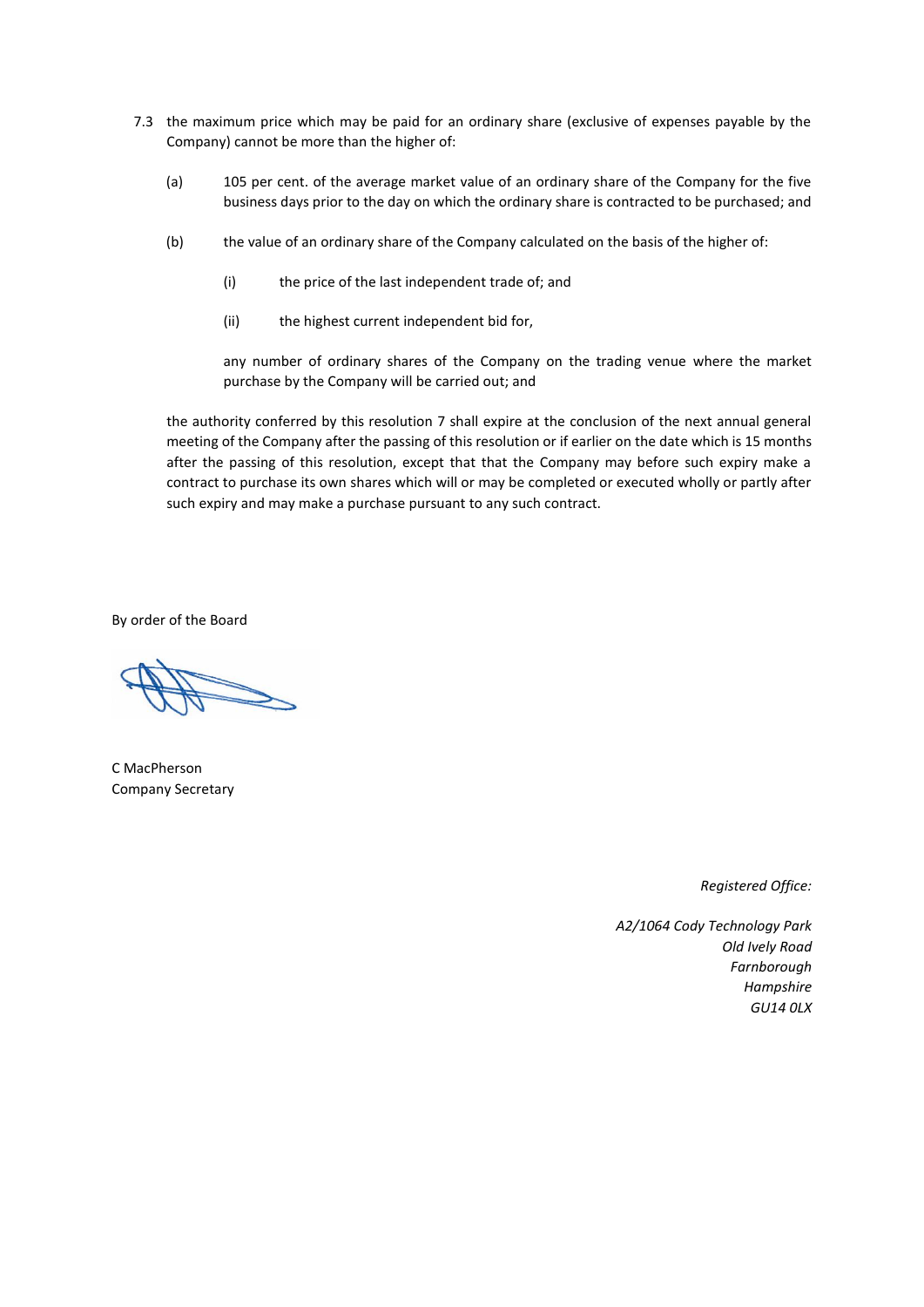7.3 the maximum price which may be paid for an ordinary share (exclusive of expenses payable by the Company) cannot be more than the higher of:

   (a) 105 per cent. of the average market value of an ordinary share of the Company for the five business days prior to the day on which the ordinary share is contracted to be purchased; and

   (b) the value of an ordinary share of the Company calculated on the basis of the higher of:

      (i) the price of the last independent trade of; and

      (ii) the highest current independent bid for,

   any number of ordinary shares of the Company on the trading venue where the market purchase by the Company will be carried out; and

the authority conferred by this resolution 7 shall expire at the conclusion of the next annual general meeting of the Company after the passing of this resolution or if earlier on the date which is 15 months after the passing of this resolution, except that that the Company may before such expiry make a contract to purchase its own shares which will or may be completed or executed wholly or partly after such expiry and may make a purchase pursuant to any such contract.

By order of the Board

C MacPherson
Company Secretary

*Registered Office:*

*A2/1064 Cody Technology Park*
*Old Ively Road*
*Farnborough*
*Hampshire*
*GU14 0LX*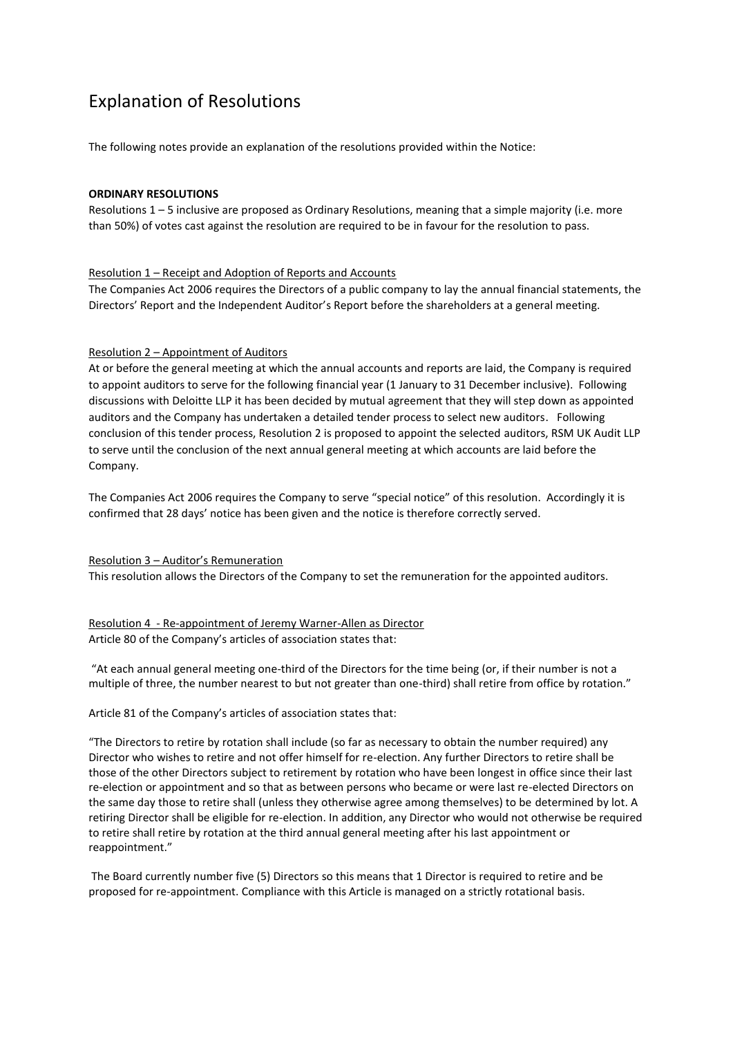# Explanation of Resolutions

The following notes provide an explanation of the resolutions provided within the Notice:

**ORDINARY RESOLUTIONS**

Resolutions 1 – 5 inclusive are proposed as Ordinary Resolutions, meaning that a simple majority (i.e. more than 50%) of votes cast against the resolution are required to be in favour for the resolution to pass.

<u>Resolution 1 – Receipt and Adoption of Reports and Accounts</u>

The Companies Act 2006 requires the Directors of a public company to lay the annual financial statements, the Directors' Report and the Independent Auditor's Report before the shareholders at a general meeting.

<u>Resolution 2 – Appointment of Auditors</u>

At or before the general meeting at which the annual accounts and reports are laid, the Company is required to appoint auditors to serve for the following financial year (1 January to 31 December inclusive). Following discussions with Deloitte LLP it has been decided by mutual agreement that they will step down as appointed auditors and the Company has undertaken a detailed tender process to select new auditors. Following conclusion of this tender process, Resolution 2 is proposed to appoint the selected auditors, RSM UK Audit LLP to serve until the conclusion of the next annual general meeting at which accounts are laid before the Company.

The Companies Act 2006 requires the Company to serve "special notice" of this resolution. Accordingly it is confirmed that 28 days' notice has been given and the notice is therefore correctly served.

<u>Resolution 3 – Auditor's Remuneration</u>

This resolution allows the Directors of the Company to set the remuneration for the appointed auditors.

<u>Resolution 4 - Re-appointment of Jeremy Warner-Allen as Director</u>

Article 80 of the Company's articles of association states that:

"At each annual general meeting one-third of the Directors for the time being (or, if their number is not a multiple of three, the number nearest to but not greater than one-third) shall retire from office by rotation."

Article 81 of the Company's articles of association states that:

"The Directors to retire by rotation shall include (so far as necessary to obtain the number required) any Director who wishes to retire and not offer himself for re-election. Any further Directors to retire shall be those of the other Directors subject to retirement by rotation who have been longest in office since their last re-election or appointment and so that as between persons who became or were last re-elected Directors on the same day those to retire shall (unless they otherwise agree among themselves) to be determined by lot. A retiring Director shall be eligible for re-election. In addition, any Director who would not otherwise be required to retire shall retire by rotation at the third annual general meeting after his last appointment or reappointment."

The Board currently number five (5) Directors so this means that 1 Director is required to retire and be proposed for re-appointment. Compliance with this Article is managed on a strictly rotational basis.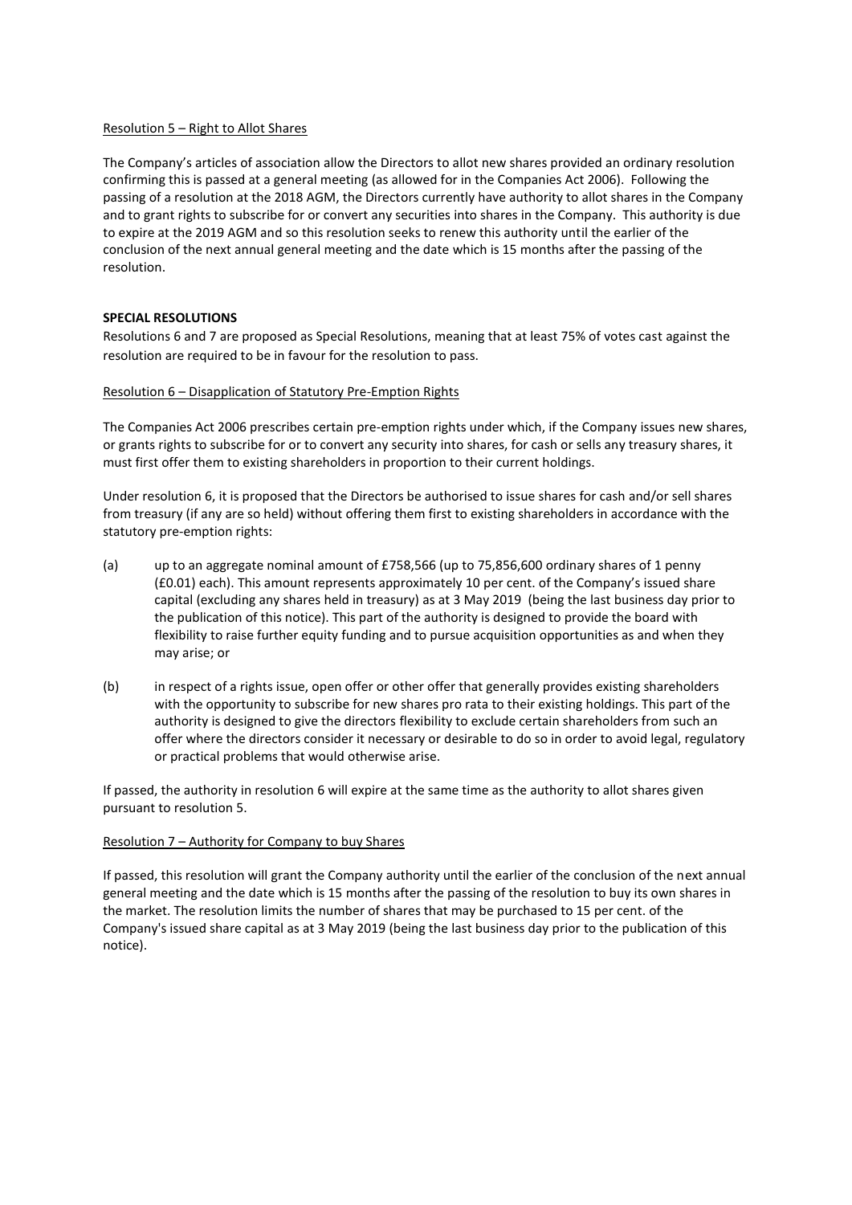Resolution 5 – Right to Allot Shares

The Company's articles of association allow the Directors to allot new shares provided an ordinary resolution confirming this is passed at a general meeting (as allowed for in the Companies Act 2006). Following the passing of a resolution at the 2018 AGM, the Directors currently have authority to allot shares in the Company and to grant rights to subscribe for or convert any securities into shares in the Company. This authority is due to expire at the 2019 AGM and so this resolution seeks to renew this authority until the earlier of the conclusion of the next annual general meeting and the date which is 15 months after the passing of the resolution.

**SPECIAL RESOLUTIONS**

Resolutions 6 and 7 are proposed as Special Resolutions, meaning that at least 75% of votes cast against the resolution are required to be in favour for the resolution to pass.

Resolution 6 – Disapplication of Statutory Pre-Emption Rights

The Companies Act 2006 prescribes certain pre-emption rights under which, if the Company issues new shares, or grants rights to subscribe for or to convert any security into shares, for cash or sells any treasury shares, it must first offer them to existing shareholders in proportion to their current holdings.

Under resolution 6, it is proposed that the Directors be authorised to issue shares for cash and/or sell shares from treasury (if any are so held) without offering them first to existing shareholders in accordance with the statutory pre-emption rights:

(a) up to an aggregate nominal amount of £758,566 (up to 75,856,600 ordinary shares of 1 penny (£0.01) each). This amount represents approximately 10 per cent. of the Company's issued share capital (excluding any shares held in treasury) as at 3 May 2019 (being the last business day prior to the publication of this notice). This part of the authority is designed to provide the board with flexibility to raise further equity funding and to pursue acquisition opportunities as and when they may arise; or

(b) in respect of a rights issue, open offer or other offer that generally provides existing shareholders with the opportunity to subscribe for new shares pro rata to their existing holdings. This part of the authority is designed to give the directors flexibility to exclude certain shareholders from such an offer where the directors consider it necessary or desirable to do so in order to avoid legal, regulatory or practical problems that would otherwise arise.

If passed, the authority in resolution 6 will expire at the same time as the authority to allot shares given pursuant to resolution 5.

Resolution 7 – Authority for Company to buy Shares

If passed, this resolution will grant the Company authority until the earlier of the conclusion of the next annual general meeting and the date which is 15 months after the passing of the resolution to buy its own shares in the market. The resolution limits the number of shares that may be purchased to 15 per cent. of the Company's issued share capital as at 3 May 2019 (being the last business day prior to the publication of this notice).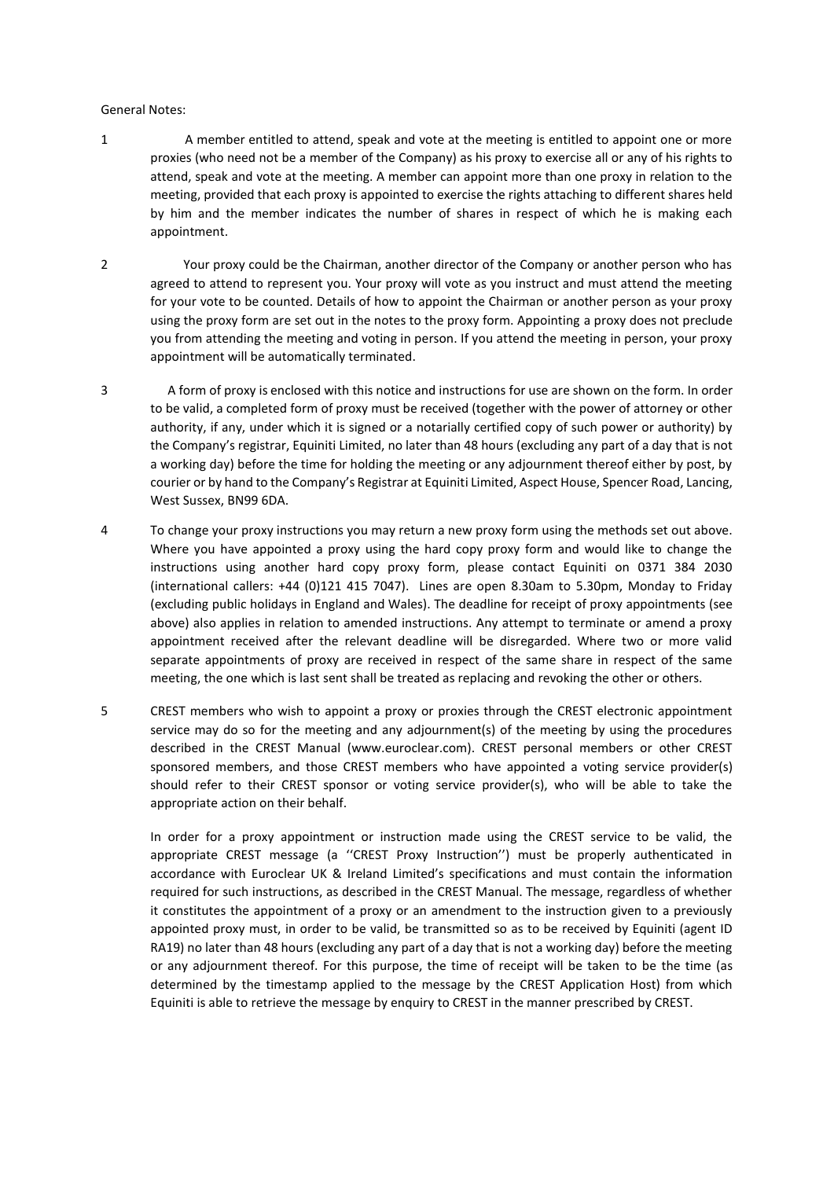General Notes:

1 A member entitled to attend, speak and vote at the meeting is entitled to appoint one or more proxies (who need not be a member of the Company) as his proxy to exercise all or any of his rights to attend, speak and vote at the meeting. A member can appoint more than one proxy in relation to the meeting, provided that each proxy is appointed to exercise the rights attaching to different shares held by him and the member indicates the number of shares in respect of which he is making each appointment.

2 Your proxy could be the Chairman, another director of the Company or another person who has agreed to attend to represent you. Your proxy will vote as you instruct and must attend the meeting for your vote to be counted. Details of how to appoint the Chairman or another person as your proxy using the proxy form are set out in the notes to the proxy form. Appointing a proxy does not preclude you from attending the meeting and voting in person. If you attend the meeting in person, your proxy appointment will be automatically terminated.

3 A form of proxy is enclosed with this notice and instructions for use are shown on the form. In order to be valid, a completed form of proxy must be received (together with the power of attorney or other authority, if any, under which it is signed or a notarially certified copy of such power or authority) by the Company's registrar, Equiniti Limited, no later than 48 hours (excluding any part of a day that is not a working day) before the time for holding the meeting or any adjournment thereof either by post, by courier or by hand to the Company's Registrar at Equiniti Limited, Aspect House, Spencer Road, Lancing, West Sussex, BN99 6DA.

4 To change your proxy instructions you may return a new proxy form using the methods set out above. Where you have appointed a proxy using the hard copy proxy form and would like to change the instructions using another hard copy proxy form, please contact Equiniti on 0371 384 2030 (international callers: +44 (0)121 415 7047). Lines are open 8.30am to 5.30pm, Monday to Friday (excluding public holidays in England and Wales). The deadline for receipt of proxy appointments (see above) also applies in relation to amended instructions. Any attempt to terminate or amend a proxy appointment received after the relevant deadline will be disregarded. Where two or more valid separate appointments of proxy are received in respect of the same share in respect of the same meeting, the one which is last sent shall be treated as replacing and revoking the other or others.

5 CREST members who wish to appoint a proxy or proxies through the CREST electronic appointment service may do so for the meeting and any adjournment(s) of the meeting by using the procedures described in the CREST Manual (www.euroclear.com). CREST personal members or other CREST sponsored members, and those CREST members who have appointed a voting service provider(s) should refer to their CREST sponsor or voting service provider(s), who will be able to take the appropriate action on their behalf.

In order for a proxy appointment or instruction made using the CREST service to be valid, the appropriate CREST message (a ''CREST Proxy Instruction'') must be properly authenticated in accordance with Euroclear UK & Ireland Limited's specifications and must contain the information required for such instructions, as described in the CREST Manual. The message, regardless of whether it constitutes the appointment of a proxy or an amendment to the instruction given to a previously appointed proxy must, in order to be valid, be transmitted so as to be received by Equiniti (agent ID RA19) no later than 48 hours (excluding any part of a day that is not a working day) before the meeting or any adjournment thereof. For this purpose, the time of receipt will be taken to be the time (as determined by the timestamp applied to the message by the CREST Application Host) from which Equiniti is able to retrieve the message by enquiry to CREST in the manner prescribed by CREST.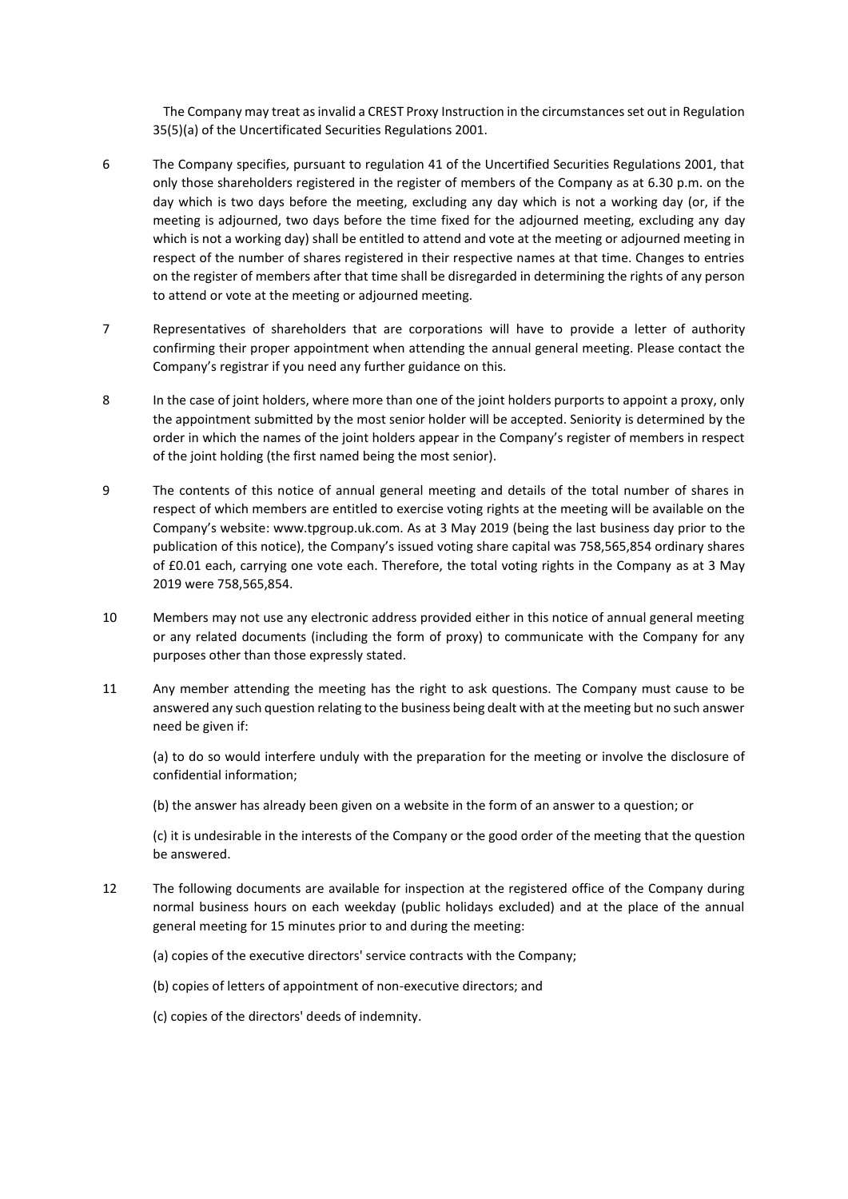The Company may treat as invalid a CREST Proxy Instruction in the circumstances set out in Regulation 35(5)(a) of the Uncertificated Securities Regulations 2001.

6 The Company specifies, pursuant to regulation 41 of the Uncertified Securities Regulations 2001, that only those shareholders registered in the register of members of the Company as at 6.30 p.m. on the day which is two days before the meeting, excluding any day which is not a working day (or, if the meeting is adjourned, two days before the time fixed for the adjourned meeting, excluding any day which is not a working day) shall be entitled to attend and vote at the meeting or adjourned meeting in respect of the number of shares registered in their respective names at that time. Changes to entries on the register of members after that time shall be disregarded in determining the rights of any person to attend or vote at the meeting or adjourned meeting.

7 Representatives of shareholders that are corporations will have to provide a letter of authority confirming their proper appointment when attending the annual general meeting. Please contact the Company's registrar if you need any further guidance on this.

8 In the case of joint holders, where more than one of the joint holders purports to appoint a proxy, only the appointment submitted by the most senior holder will be accepted. Seniority is determined by the order in which the names of the joint holders appear in the Company's register of members in respect of the joint holding (the first named being the most senior).

9 The contents of this notice of annual general meeting and details of the total number of shares in respect of which members are entitled to exercise voting rights at the meeting will be available on the Company's website: www.tpgroup.uk.com. As at 3 May 2019 (being the last business day prior to the publication of this notice), the Company's issued voting share capital was 758,565,854 ordinary shares of £0.01 each, carrying one vote each. Therefore, the total voting rights in the Company as at 3 May 2019 were 758,565,854.

10 Members may not use any electronic address provided either in this notice of annual general meeting or any related documents (including the form of proxy) to communicate with the Company for any purposes other than those expressly stated.

11 Any member attending the meeting has the right to ask questions. The Company must cause to be answered any such question relating to the business being dealt with at the meeting but no such answer need be given if:

(a) to do so would interfere unduly with the preparation for the meeting or involve the disclosure of confidential information;

(b) the answer has already been given on a website in the form of an answer to a question; or

(c) it is undesirable in the interests of the Company or the good order of the meeting that the question be answered.

12 The following documents are available for inspection at the registered office of the Company during normal business hours on each weekday (public holidays excluded) and at the place of the annual general meeting for 15 minutes prior to and during the meeting:

(a) copies of the executive directors' service contracts with the Company;

(b) copies of letters of appointment of non-executive directors; and

(c) copies of the directors' deeds of indemnity.